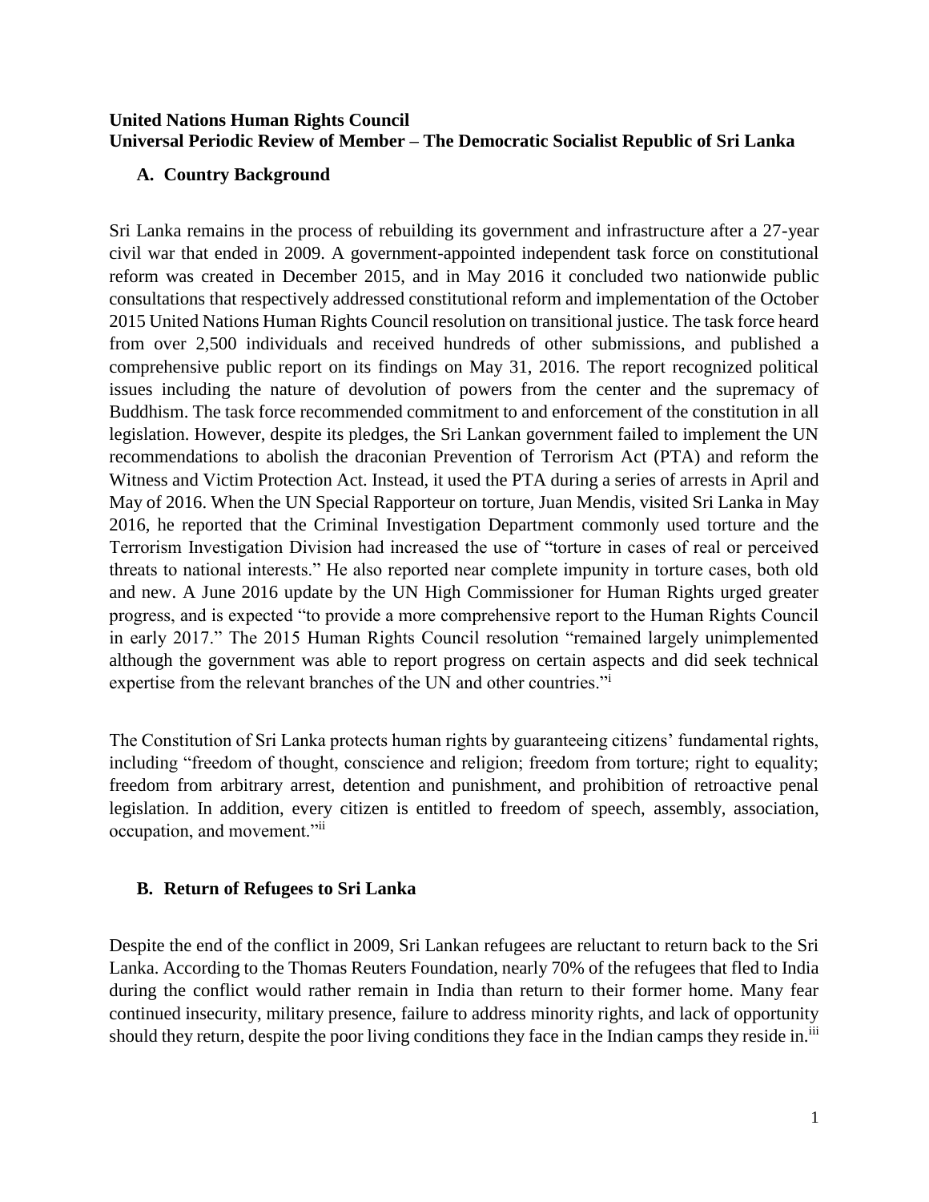**United Nations Human Rights Council**
**Universal Periodic Review of Member – The Democratic Socialist Republic of Sri Lanka**

## A. Country Background

Sri Lanka remains in the process of rebuilding its government and infrastructure after a 27-year civil war that ended in 2009. A government-appointed independent task force on constitutional reform was created in December 2015, and in May 2016 it concluded two nationwide public consultations that respectively addressed constitutional reform and implementation of the October 2015 United Nations Human Rights Council resolution on transitional justice. The task force heard from over 2,500 individuals and received hundreds of other submissions, and published a comprehensive public report on its findings on May 31, 2016. The report recognized political issues including the nature of devolution of powers from the center and the supremacy of Buddhism. The task force recommended commitment to and enforcement of the constitution in all legislation. However, despite its pledges, the Sri Lankan government failed to implement the UN recommendations to abolish the draconian Prevention of Terrorism Act (PTA) and reform the Witness and Victim Protection Act. Instead, it used the PTA during a series of arrests in April and May of 2016. When the UN Special Rapporteur on torture, Juan Mendis, visited Sri Lanka in May 2016, he reported that the Criminal Investigation Department commonly used torture and the Terrorism Investigation Division had increased the use of "torture in cases of real or perceived threats to national interests." He also reported near complete impunity in torture cases, both old and new. A June 2016 update by the UN High Commissioner for Human Rights urged greater progress, and is expected "to provide a more comprehensive report to the Human Rights Council in early 2017." The 2015 Human Rights Council resolution "remained largely unimplemented although the government was able to report progress on certain aspects and did seek technical expertise from the relevant branches of the UN and other countries."[i]

The Constitution of Sri Lanka protects human rights by guaranteeing citizens' fundamental rights, including "freedom of thought, conscience and religion; freedom from torture; right to equality; freedom from arbitrary arrest, detention and punishment, and prohibition of retroactive penal legislation. In addition, every citizen is entitled to freedom of speech, assembly, association, occupation, and movement."[ii]

## B. Return of Refugees to Sri Lanka

Despite the end of the conflict in 2009, Sri Lankan refugees are reluctant to return back to the Sri Lanka. According to the Thomas Reuters Foundation, nearly 70% of the refugees that fled to India during the conflict would rather remain in India than return to their former home. Many fear continued insecurity, military presence, failure to address minority rights, and lack of opportunity should they return, despite the poor living conditions they face in the Indian camps they reside in.[iii]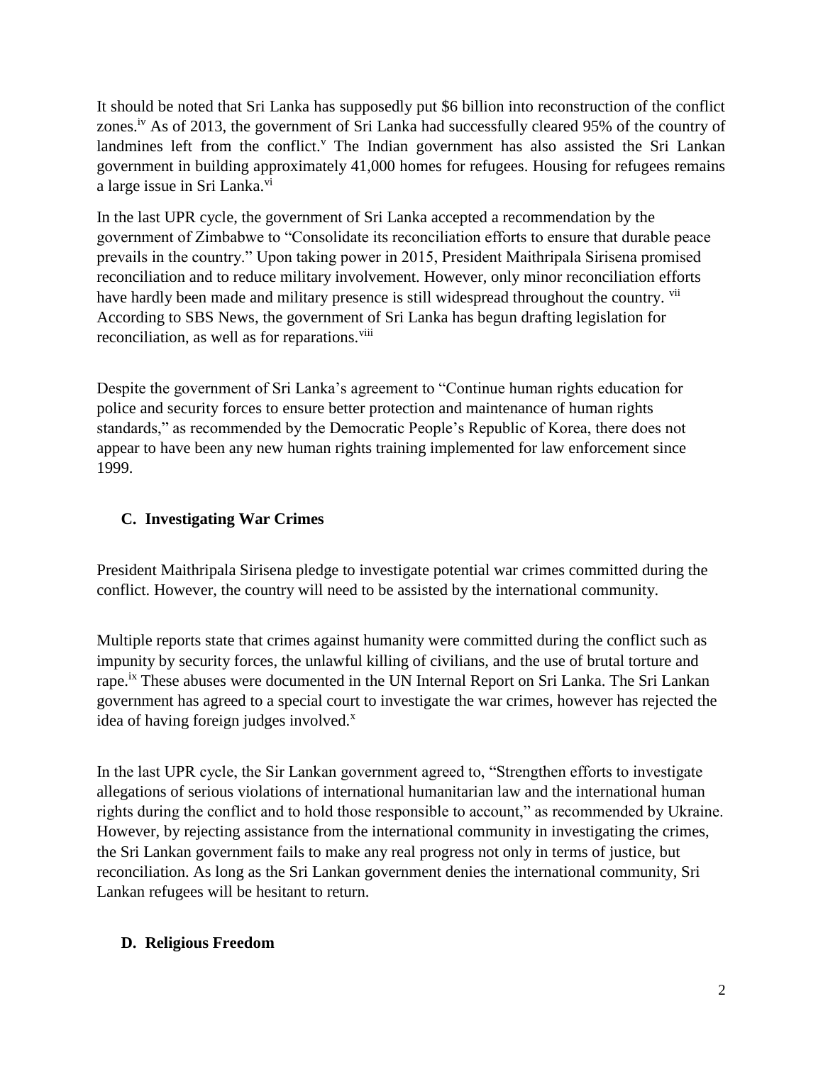It should be noted that Sri Lanka has supposedly put $6 billion into reconstruction of the conflict zones.[iv] As of 2013, the government of Sri Lanka had successfully cleared 95% of the country of landmines left from the conflict.[v] The Indian government has also assisted the Sri Lankan government in building approximately 41,000 homes for refugees. Housing for refugees remains a large issue in Sri Lanka.[vi]

In the last UPR cycle, the government of Sri Lanka accepted a recommendation by the government of Zimbabwe to "Consolidate its reconciliation efforts to ensure that durable peace prevails in the country." Upon taking power in 2015, President Maithripala Sirisena promised reconciliation and to reduce military involvement. However, only minor reconciliation efforts have hardly been made and military presence is still widespread throughout the country.[vii] According to SBS News, the government of Sri Lanka has begun drafting legislation for reconciliation, as well as for reparations.[viii]

Despite the government of Sri Lanka's agreement to "Continue human rights education for police and security forces to ensure better protection and maintenance of human rights standards," as recommended by the Democratic People's Republic of Korea, there does not appear to have been any new human rights training implemented for law enforcement since 1999.

## C. Investigating War Crimes

President Maithripala Sirisena pledge to investigate potential war crimes committed during the conflict. However, the country will need to be assisted by the international community.

Multiple reports state that crimes against humanity were committed during the conflict such as impunity by security forces, the unlawful killing of civilians, and the use of brutal torture and rape.[ix] These abuses were documented in the UN Internal Report on Sri Lanka. The Sri Lankan government has agreed to a special court to investigate the war crimes, however has rejected the idea of having foreign judges involved.[x]

In the last UPR cycle, the Sir Lankan government agreed to, "Strengthen efforts to investigate allegations of serious violations of international humanitarian law and the international human rights during the conflict and to hold those responsible to account," as recommended by Ukraine. However, by rejecting assistance from the international community in investigating the crimes, the Sri Lankan government fails to make any real progress not only in terms of justice, but reconciliation. As long as the Sri Lankan government denies the international community, Sri Lankan refugees will be hesitant to return.

## D. Religious Freedom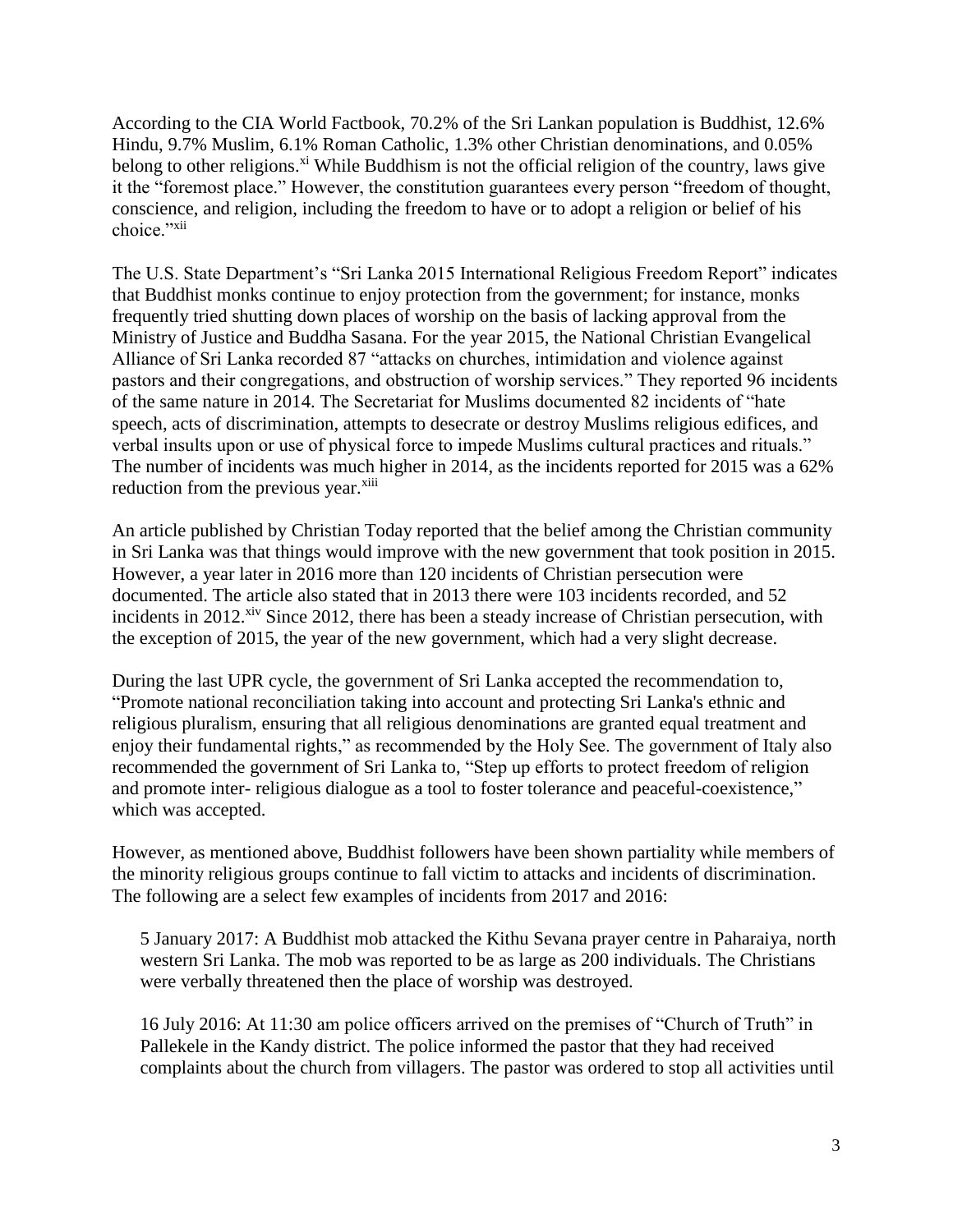According to the CIA World Factbook, 70.2% of the Sri Lankan population is Buddhist, 12.6% Hindu, 9.7% Muslim, 6.1% Roman Catholic, 1.3% other Christian denominations, and 0.05% belong to other religions.[xi] While Buddhism is not the official religion of the country, laws give it the "foremost place." However, the constitution guarantees every person "freedom of thought, conscience, and religion, including the freedom to have or to adopt a religion or belief of his choice."[xii]

The U.S. State Department's "Sri Lanka 2015 International Religious Freedom Report" indicates that Buddhist monks continue to enjoy protection from the government; for instance, monks frequently tried shutting down places of worship on the basis of lacking approval from the Ministry of Justice and Buddha Sasana. For the year 2015, the National Christian Evangelical Alliance of Sri Lanka recorded 87 "attacks on churches, intimidation and violence against pastors and their congregations, and obstruction of worship services." They reported 96 incidents of the same nature in 2014. The Secretariat for Muslims documented 82 incidents of "hate speech, acts of discrimination, attempts to desecrate or destroy Muslims religious edifices, and verbal insults upon or use of physical force to impede Muslims cultural practices and rituals." The number of incidents was much higher in 2014, as the incidents reported for 2015 was a 62% reduction from the previous year.[xiii]

An article published by Christian Today reported that the belief among the Christian community in Sri Lanka was that things would improve with the new government that took position in 2015. However, a year later in 2016 more than 120 incidents of Christian persecution were documented. The article also stated that in 2013 there were 103 incidents recorded, and 52 incidents in 2012.[xiv] Since 2012, there has been a steady increase of Christian persecution, with the exception of 2015, the year of the new government, which had a very slight decrease.

During the last UPR cycle, the government of Sri Lanka accepted the recommendation to, "Promote national reconciliation taking into account and protecting Sri Lanka's ethnic and religious pluralism, ensuring that all religious denominations are granted equal treatment and enjoy their fundamental rights," as recommended by the Holy See. The government of Italy also recommended the government of Sri Lanka to, "Step up efforts to protect freedom of religion and promote inter- religious dialogue as a tool to foster tolerance and peaceful-coexistence," which was accepted.

However, as mentioned above, Buddhist followers have been shown partiality while members of the minority religious groups continue to fall victim to attacks and incidents of discrimination. The following are a select few examples of incidents from 2017 and 2016:

> 5 January 2017: A Buddhist mob attacked the Kithu Sevana prayer centre in Paharaiya, north western Sri Lanka. The mob was reported to be as large as 200 individuals. The Christians were verbally threatened then the place of worship was destroyed.
>
> 16 July 2016: At 11:30 am police officers arrived on the premises of "Church of Truth" in Pallekele in the Kandy district. The police informed the pastor that they had received complaints about the church from villagers. The pastor was ordered to stop all activities until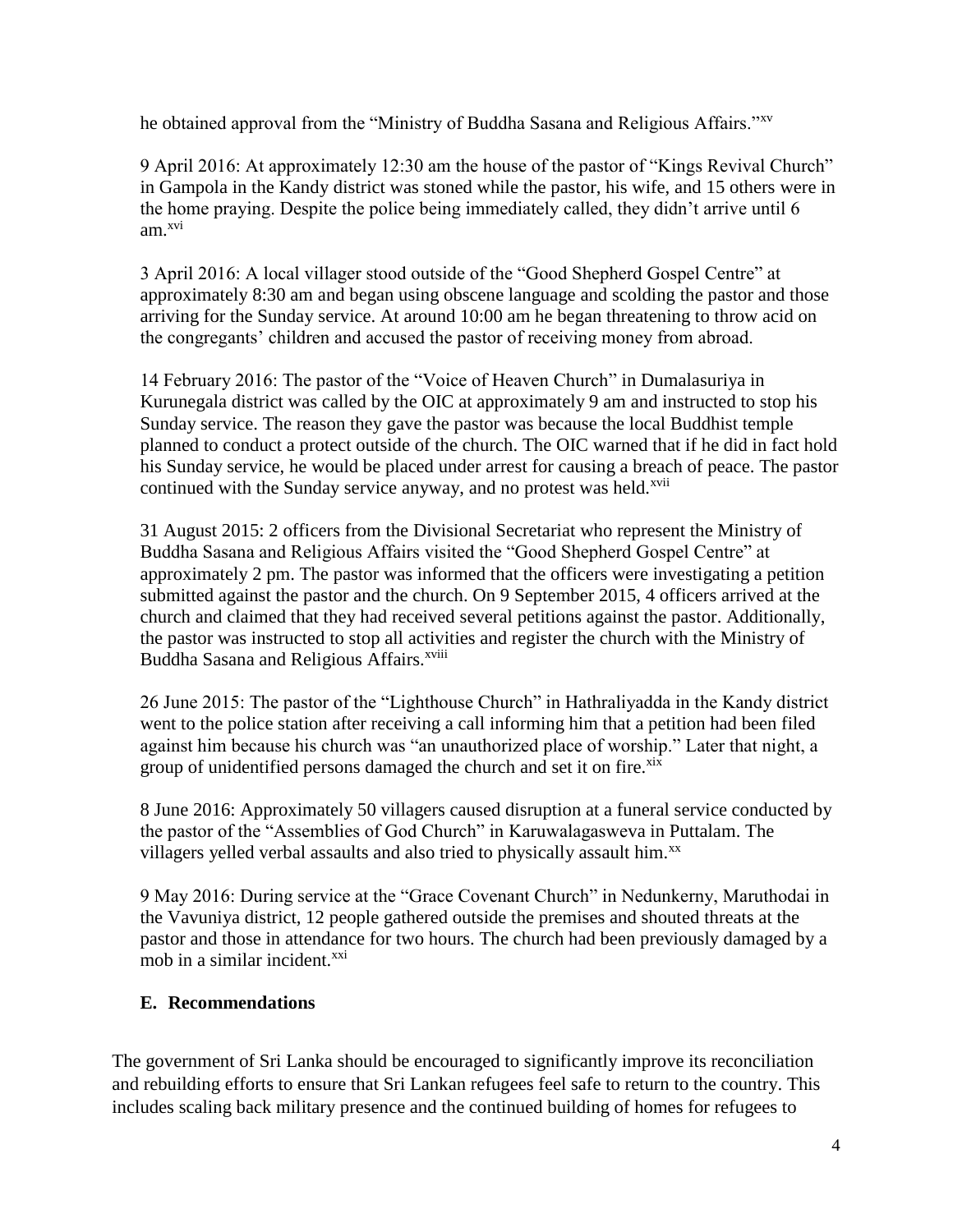he obtained approval from the "Ministry of Buddha Sasana and Religious Affairs."[xv]

9 April 2016: At approximately 12:30 am the house of the pastor of "Kings Revival Church" in Gampola in the Kandy district was stoned while the pastor, his wife, and 15 others were in the home praying. Despite the police being immediately called, they didn't arrive until 6 am.[xvi]

3 April 2016: A local villager stood outside of the "Good Shepherd Gospel Centre" at approximately 8:30 am and began using obscene language and scolding the pastor and those arriving for the Sunday service. At around 10:00 am he began threatening to throw acid on the congregants' children and accused the pastor of receiving money from abroad.

14 February 2016: The pastor of the "Voice of Heaven Church" in Dumalasuriya in Kurunegala district was called by the OIC at approximately 9 am and instructed to stop his Sunday service. The reason they gave the pastor was because the local Buddhist temple planned to conduct a protect outside of the church. The OIC warned that if he did in fact hold his Sunday service, he would be placed under arrest for causing a breach of peace. The pastor continued with the Sunday service anyway, and no protest was held.[xvii]

31 August 2015: 2 officers from the Divisional Secretariat who represent the Ministry of Buddha Sasana and Religious Affairs visited the "Good Shepherd Gospel Centre" at approximately 2 pm. The pastor was informed that the officers were investigating a petition submitted against the pastor and the church. On 9 September 2015, 4 officers arrived at the church and claimed that they had received several petitions against the pastor. Additionally, the pastor was instructed to stop all activities and register the church with the Ministry of Buddha Sasana and Religious Affairs.[xviii]

26 June 2015: The pastor of the "Lighthouse Church" in Hathraliyadda in the Kandy district went to the police station after receiving a call informing him that a petition had been filed against him because his church was "an unauthorized place of worship." Later that night, a group of unidentified persons damaged the church and set it on fire.[xix]

8 June 2016: Approximately 50 villagers caused disruption at a funeral service conducted by the pastor of the "Assemblies of God Church" in Karuwalagasweva in Puttalam. The villagers yelled verbal assaults and also tried to physically assault him.[xx]

9 May 2016: During service at the "Grace Covenant Church" in Nedunkerny, Maruthodai in the Vavuniya district, 12 people gathered outside the premises and shouted threats at the pastor and those in attendance for two hours. The church had been previously damaged by a mob in a similar incident.[xxi]

### E. Recommendations

The government of Sri Lanka should be encouraged to significantly improve its reconciliation and rebuilding efforts to ensure that Sri Lankan refugees feel safe to return to the country. This includes scaling back military presence and the continued building of homes for refugees to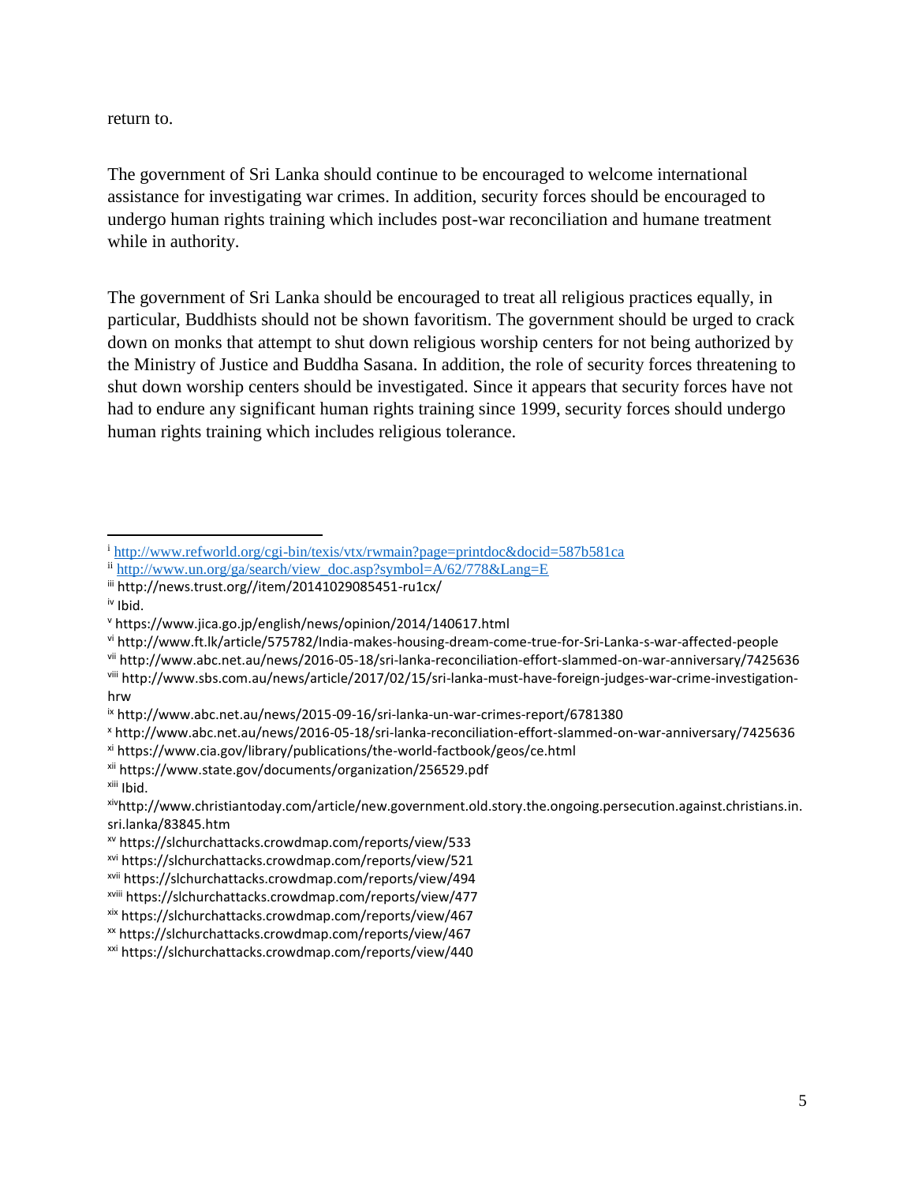return to.

The government of Sri Lanka should continue to be encouraged to welcome international assistance for investigating war crimes. In addition, security forces should be encouraged to undergo human rights training which includes post-war reconciliation and humane treatment while in authority.

The government of Sri Lanka should be encouraged to treat all religious practices equally, in particular, Buddhists should not be shown favoritism. The government should be urged to crack down on monks that attempt to shut down religious worship centers for not being authorized by the Ministry of Justice and Buddha Sasana. In addition, the role of security forces threatening to shut down worship centers should be investigated. Since it appears that security forces have not had to endure any significant human rights training since 1999, security forces should undergo human rights training which includes religious tolerance.

---

[i] http://www.refworld.org/cgi-bin/texis/vtx/rwmain?page=printdoc&docid=587b581ca

[ii] http://www.un.org/ga/search/view_doc.asp?symbol=A/62/778&Lang=E

[iii] http://news.trust.org//item/20141029085451-ru1cx/

[iv] Ibid.

[v] https://www.jica.go.jp/english/news/opinion/2014/140617.html

[vi] http://www.ft.lk/article/575782/India-makes-housing-dream-come-true-for-Sri-Lanka-s-war-affected-people

[vii] http://www.abc.net.au/news/2016-05-18/sri-lanka-reconciliation-effort-slammed-on-war-anniversary/7425636

[viii] http://www.sbs.com.au/news/article/2017/02/15/sri-lanka-must-have-foreign-judges-war-crime-investigation-hrw

[ix] http://www.abc.net.au/news/2015-09-16/sri-lanka-un-war-crimes-report/6781380

[x] http://www.abc.net.au/news/2016-05-18/sri-lanka-reconciliation-effort-slammed-on-war-anniversary/7425636

[xi] https://www.cia.gov/library/publications/the-world-factbook/geos/ce.html

[xii] https://www.state.gov/documents/organization/256529.pdf

[xiii] Ibid.

[xiv] http://www.christiantoday.com/article/new.government.old.story.the.ongoing.persecution.against.christians.in.sri.lanka/83845.htm

[xv] https://slchurchattacks.crowdmap.com/reports/view/533

[xvi] https://slchurchattacks.crowdmap.com/reports/view/521

[xvii] https://slchurchattacks.crowdmap.com/reports/view/494

[xviii] https://slchurchattacks.crowdmap.com/reports/view/477

[xix] https://slchurchattacks.crowdmap.com/reports/view/467

[xx] https://slchurchattacks.crowdmap.com/reports/view/467

[xxi] https://slchurchattacks.crowdmap.com/reports/view/440